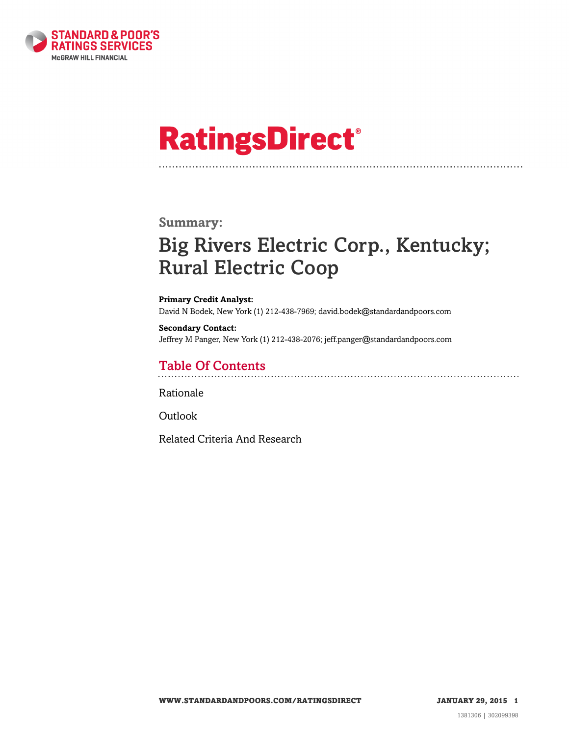STANDARD & POOR'S RATINGS SERVICES

McGRAW HILL FINANCIAL

# RatingsDirect®

## Summary:

# Big Rivers Electric Corp., Kentucky; Rural Electric Coop

**Primary Credit Analyst:**
David N Bodek, New York (1) 212-438-7969; david.bodek@standardandpoors.com

**Secondary Contact:**
Jeffrey M Panger, New York (1) 212-438-2076; jeff.panger@standardandpoors.com

## Table Of Contents

Rationale

Outlook

Related Criteria And Research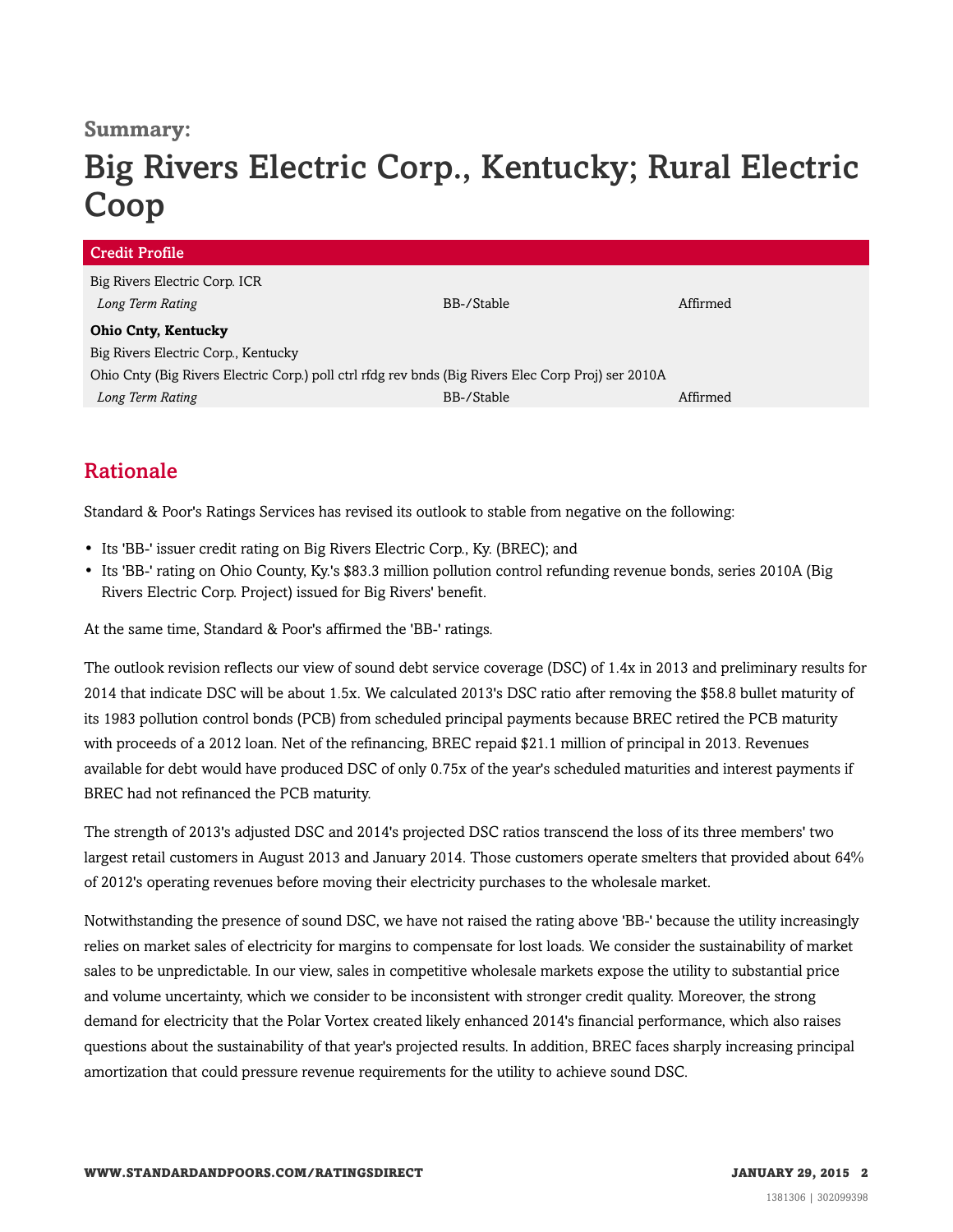**Summary:**

# Big Rivers Electric Corp., Kentucky; Rural Electric Coop

| Credit Profile | | |
|---|---|---|
| Big Rivers Electric Corp. ICR | | |
| *Long Term Rating* | BB-/Stable | Affirmed |
| **Ohio Cnty, Kentucky** | | |
| Big Rivers Electric Corp., Kentucky | | |
| Ohio Cnty (Big Rivers Electric Corp.) poll ctrl rfdg rev bnds (Big Rivers Elec Corp Proj) ser 2010A | | |
| *Long Term Rating* | BB-/Stable | Affirmed |

## Rationale

Standard & Poor's Ratings Services has revised its outlook to stable from negative on the following:

- Its 'BB-' issuer credit rating on Big Rivers Electric Corp., Ky. (BREC); and
- Its 'BB-' rating on Ohio County, Ky.'s $83.3 million pollution control refunding revenue bonds, series 2010A (Big Rivers Electric Corp. Project) issued for Big Rivers' benefit.

At the same time, Standard & Poor's affirmed the 'BB-' ratings.

The outlook revision reflects our view of sound debt service coverage (DSC) of 1.4x in 2013 and preliminary results for 2014 that indicate DSC will be about 1.5x. We calculated 2013's DSC ratio after removing the $58.8 bullet maturity of its 1983 pollution control bonds (PCB) from scheduled principal payments because BREC retired the PCB maturity with proceeds of a 2012 loan. Net of the refinancing, BREC repaid $21.1 million of principal in 2013. Revenues available for debt would have produced DSC of only 0.75x of the year's scheduled maturities and interest payments if BREC had not refinanced the PCB maturity.

The strength of 2013's adjusted DSC and 2014's projected DSC ratios transcend the loss of its three members' two largest retail customers in August 2013 and January 2014. Those customers operate smelters that provided about 64% of 2012's operating revenues before moving their electricity purchases to the wholesale market.

Notwithstanding the presence of sound DSC, we have not raised the rating above 'BB-' because the utility increasingly relies on market sales of electricity for margins to compensate for lost loads. We consider the sustainability of market sales to be unpredictable. In our view, sales in competitive wholesale markets expose the utility to substantial price and volume uncertainty, which we consider to be inconsistent with stronger credit quality. Moreover, the strong demand for electricity that the Polar Vortex created likely enhanced 2014's financial performance, which also raises questions about the sustainability of that year's projected results. In addition, BREC faces sharply increasing principal amortization that could pressure revenue requirements for the utility to achieve sound DSC.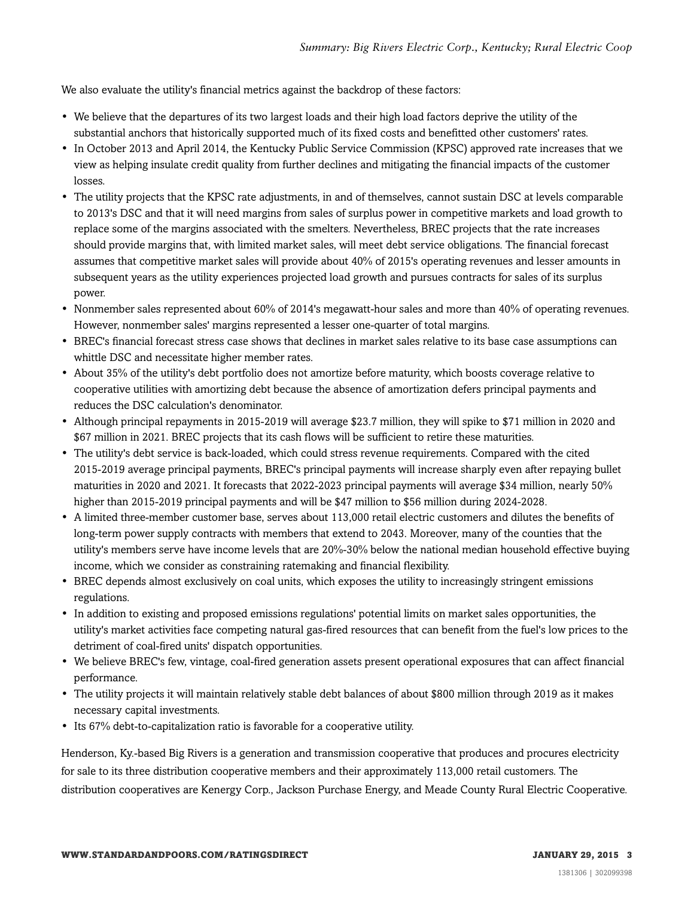We also evaluate the utility's financial metrics against the backdrop of these factors:

- We believe that the departures of its two largest loads and their high load factors deprive the utility of the substantial anchors that historically supported much of its fixed costs and benefitted other customers' rates.
- In October 2013 and April 2014, the Kentucky Public Service Commission (KPSC) approved rate increases that we view as helping insulate credit quality from further declines and mitigating the financial impacts of the customer losses.
- The utility projects that the KPSC rate adjustments, in and of themselves, cannot sustain DSC at levels comparable to 2013's DSC and that it will need margins from sales of surplus power in competitive markets and load growth to replace some of the margins associated with the smelters. Nevertheless, BREC projects that the rate increases should provide margins that, with limited market sales, will meet debt service obligations. The financial forecast assumes that competitive market sales will provide about 40% of 2015's operating revenues and lesser amounts in subsequent years as the utility experiences projected load growth and pursues contracts for sales of its surplus power.
- Nonmember sales represented about 60% of 2014's megawatt-hour sales and more than 40% of operating revenues. However, nonmember sales' margins represented a lesser one-quarter of total margins.
- BREC's financial forecast stress case shows that declines in market sales relative to its base case assumptions can whittle DSC and necessitate higher member rates.
- About 35% of the utility's debt portfolio does not amortize before maturity, which boosts coverage relative to cooperative utilities with amortizing debt because the absence of amortization defers principal payments and reduces the DSC calculation's denominator.
- Although principal repayments in 2015-2019 will average $23.7 million, they will spike to $71 million in 2020 and $67 million in 2021. BREC projects that its cash flows will be sufficient to retire these maturities.
- The utility's debt service is back-loaded, which could stress revenue requirements. Compared with the cited 2015-2019 average principal payments, BREC's principal payments will increase sharply even after repaying bullet maturities in 2020 and 2021. It forecasts that 2022-2023 principal payments will average $34 million, nearly 50% higher than 2015-2019 principal payments and will be $47 million to $56 million during 2024-2028.
- A limited three-member customer base, serves about 113,000 retail electric customers and dilutes the benefits of long-term power supply contracts with members that extend to 2043. Moreover, many of the counties that the utility's members serve have income levels that are 20%-30% below the national median household effective buying income, which we consider as constraining ratemaking and financial flexibility.
- BREC depends almost exclusively on coal units, which exposes the utility to increasingly stringent emissions regulations.
- In addition to existing and proposed emissions regulations' potential limits on market sales opportunities, the utility's market activities face competing natural gas-fired resources that can benefit from the fuel's low prices to the detriment of coal-fired units' dispatch opportunities.
- We believe BREC's few, vintage, coal-fired generation assets present operational exposures that can affect financial performance.
- The utility projects it will maintain relatively stable debt balances of about $800 million through 2019 as it makes necessary capital investments.
- Its 67% debt-to-capitalization ratio is favorable for a cooperative utility.

Henderson, Ky.-based Big Rivers is a generation and transmission cooperative that produces and procures electricity for sale to its three distribution cooperative members and their approximately 113,000 retail customers. The distribution cooperatives are Kenergy Corp., Jackson Purchase Energy, and Meade County Rural Electric Cooperative.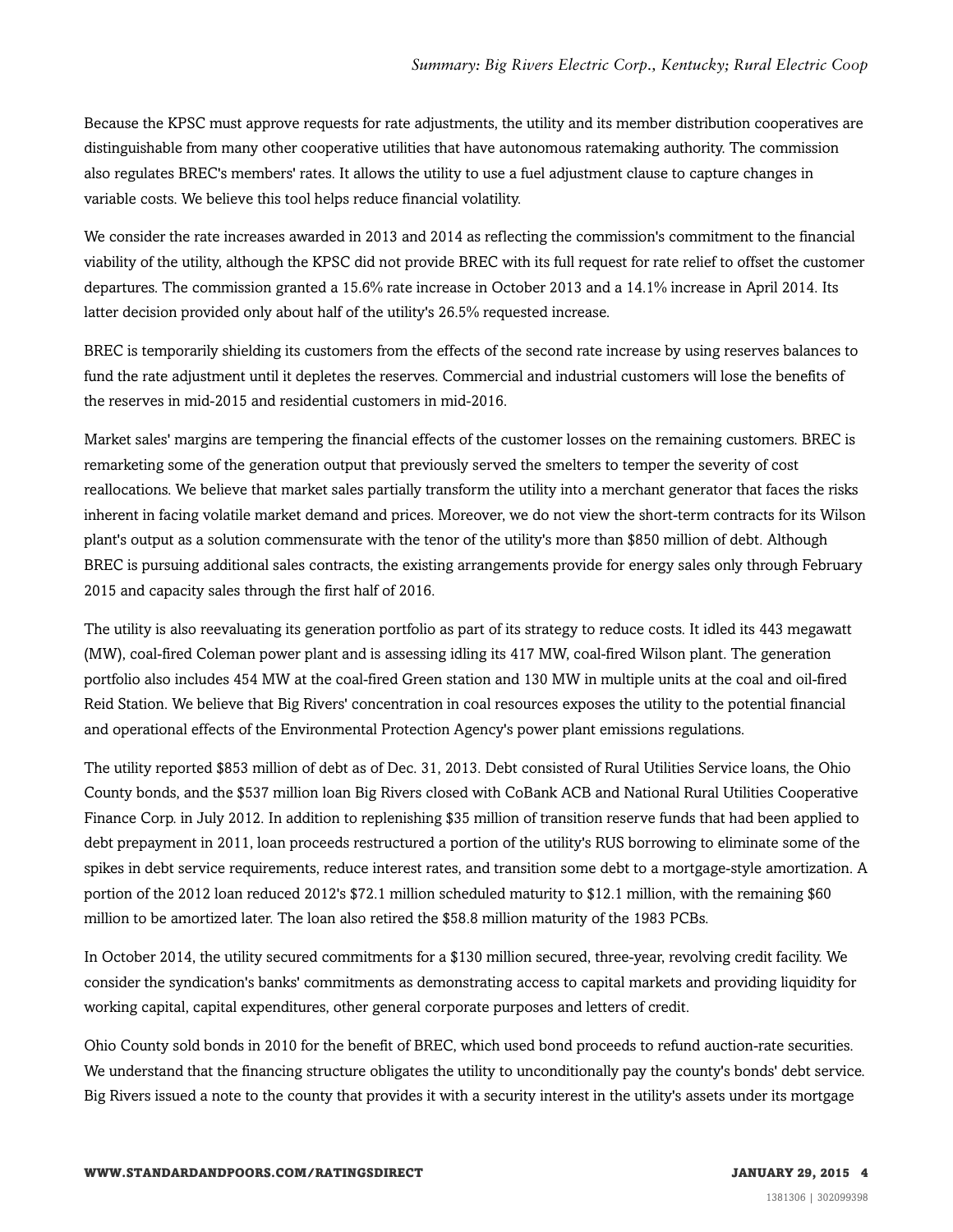Because the KPSC must approve requests for rate adjustments, the utility and its member distribution cooperatives are distinguishable from many other cooperative utilities that have autonomous ratemaking authority. The commission also regulates BREC's members' rates. It allows the utility to use a fuel adjustment clause to capture changes in variable costs. We believe this tool helps reduce financial volatility.

We consider the rate increases awarded in 2013 and 2014 as reflecting the commission's commitment to the financial viability of the utility, although the KPSC did not provide BREC with its full request for rate relief to offset the customer departures. The commission granted a 15.6% rate increase in October 2013 and a 14.1% increase in April 2014. Its latter decision provided only about half of the utility's 26.5% requested increase.

BREC is temporarily shielding its customers from the effects of the second rate increase by using reserves balances to fund the rate adjustment until it depletes the reserves. Commercial and industrial customers will lose the benefits of the reserves in mid-2015 and residential customers in mid-2016.

Market sales' margins are tempering the financial effects of the customer losses on the remaining customers. BREC is remarketing some of the generation output that previously served the smelters to temper the severity of cost reallocations. We believe that market sales partially transform the utility into a merchant generator that faces the risks inherent in facing volatile market demand and prices. Moreover, we do not view the short-term contracts for its Wilson plant's output as a solution commensurate with the tenor of the utility's more than $850 million of debt. Although BREC is pursuing additional sales contracts, the existing arrangements provide for energy sales only through February 2015 and capacity sales through the first half of 2016.

The utility is also reevaluating its generation portfolio as part of its strategy to reduce costs. It idled its 443 megawatt (MW), coal-fired Coleman power plant and is assessing idling its 417 MW, coal-fired Wilson plant. The generation portfolio also includes 454 MW at the coal-fired Green station and 130 MW in multiple units at the coal and oil-fired Reid Station. We believe that Big Rivers' concentration in coal resources exposes the utility to the potential financial and operational effects of the Environmental Protection Agency's power plant emissions regulations.

The utility reported $853 million of debt as of Dec. 31, 2013. Debt consisted of Rural Utilities Service loans, the Ohio County bonds, and the $537 million loan Big Rivers closed with CoBank ACB and National Rural Utilities Cooperative Finance Corp. in July 2012. In addition to replenishing $35 million of transition reserve funds that had been applied to debt prepayment in 2011, loan proceeds restructured a portion of the utility's RUS borrowing to eliminate some of the spikes in debt service requirements, reduce interest rates, and transition some debt to a mortgage-style amortization. A portion of the 2012 loan reduced 2012's $72.1 million scheduled maturity to $12.1 million, with the remaining $60 million to be amortized later. The loan also retired the $58.8 million maturity of the 1983 PCBs.

In October 2014, the utility secured commitments for a $130 million secured, three-year, revolving credit facility. We consider the syndication's banks' commitments as demonstrating access to capital markets and providing liquidity for working capital, capital expenditures, other general corporate purposes and letters of credit.

Ohio County sold bonds in 2010 for the benefit of BREC, which used bond proceeds to refund auction-rate securities. We understand that the financing structure obligates the utility to unconditionally pay the county's bonds' debt service. Big Rivers issued a note to the county that provides it with a security interest in the utility's assets under its mortgage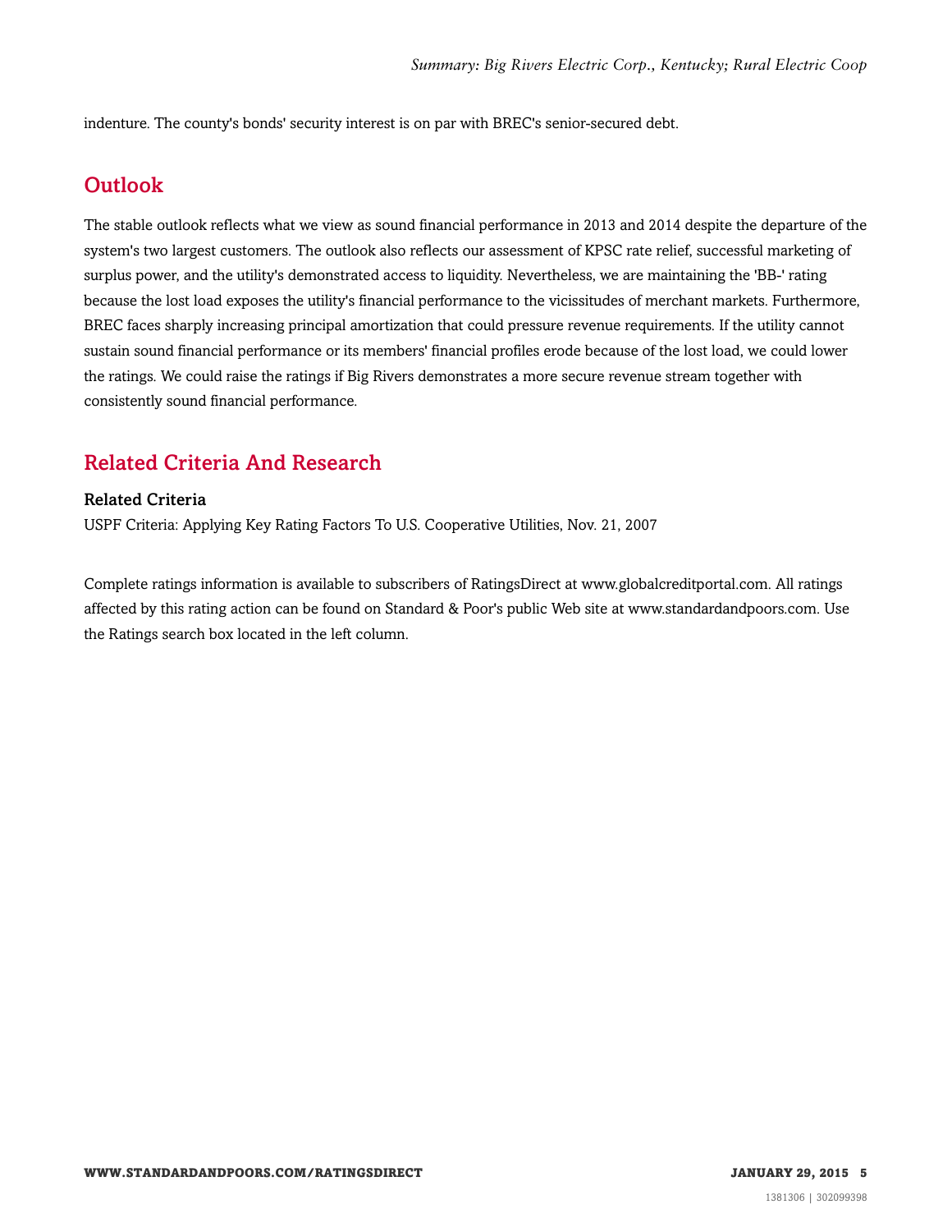indenture. The county's bonds' security interest is on par with BREC's senior-secured debt.

## Outlook

The stable outlook reflects what we view as sound financial performance in 2013 and 2014 despite the departure of the system's two largest customers. The outlook also reflects our assessment of KPSC rate relief, successful marketing of surplus power, and the utility's demonstrated access to liquidity. Nevertheless, we are maintaining the 'BB-' rating because the lost load exposes the utility's financial performance to the vicissitudes of merchant markets. Furthermore, BREC faces sharply increasing principal amortization that could pressure revenue requirements. If the utility cannot sustain sound financial performance or its members' financial profiles erode because of the lost load, we could lower the ratings. We could raise the ratings if Big Rivers demonstrates a more secure revenue stream together with consistently sound financial performance.

## Related Criteria And Research

### Related Criteria

USPF Criteria: Applying Key Rating Factors To U.S. Cooperative Utilities, Nov. 21, 2007

Complete ratings information is available to subscribers of RatingsDirect at www.globalcreditportal.com. All ratings affected by this rating action can be found on Standard & Poor's public Web site at www.standardandpoors.com. Use the Ratings search box located in the left column.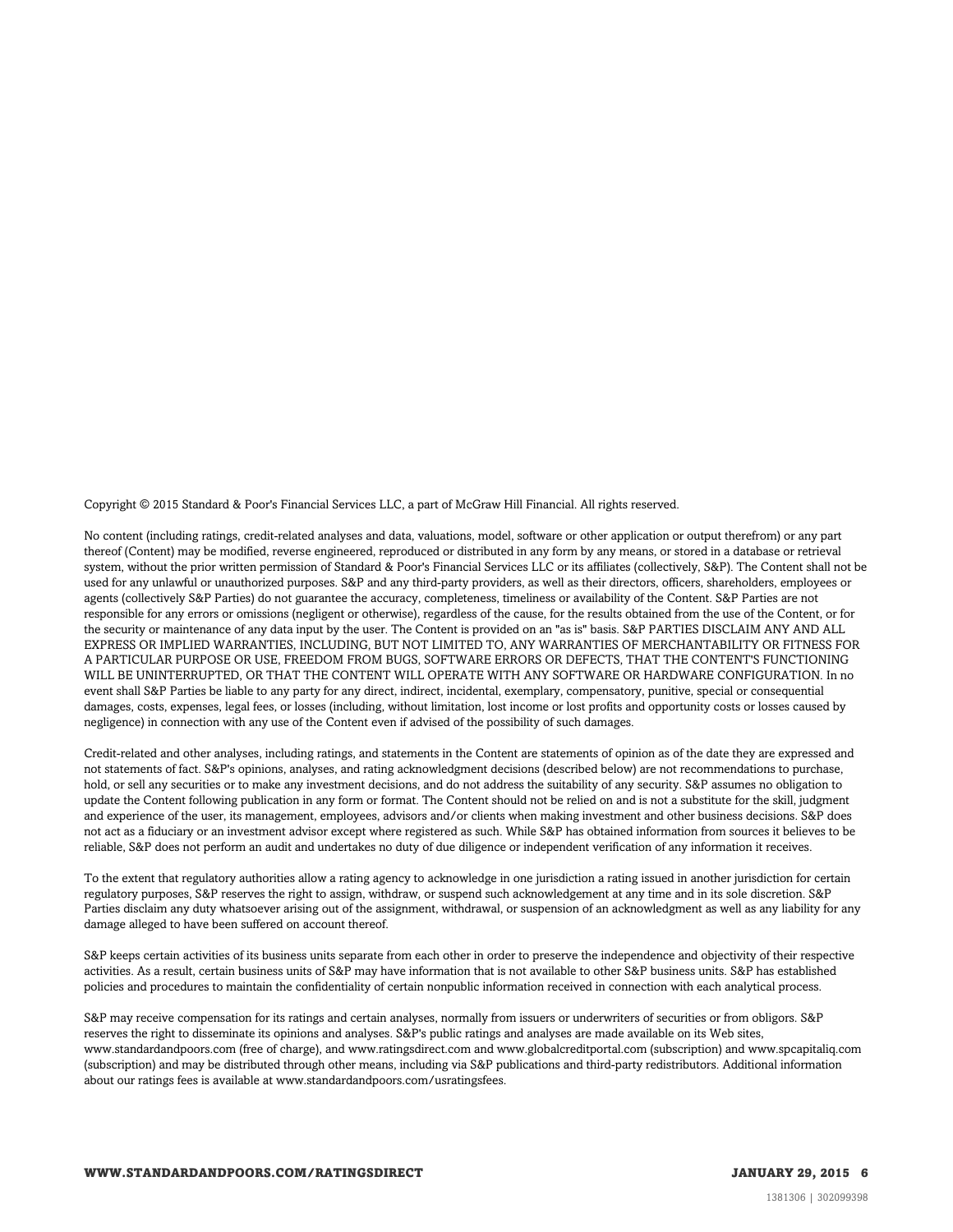Copyright © 2015 Standard & Poor's Financial Services LLC, a part of McGraw Hill Financial. All rights reserved.

No content (including ratings, credit-related analyses and data, valuations, model, software or other application or output therefrom) or any part thereof (Content) may be modified, reverse engineered, reproduced or distributed in any form by any means, or stored in a database or retrieval system, without the prior written permission of Standard & Poor's Financial Services LLC or its affiliates (collectively, S&P). The Content shall not be used for any unlawful or unauthorized purposes. S&P and any third-party providers, as well as their directors, officers, shareholders, employees or agents (collectively S&P Parties) do not guarantee the accuracy, completeness, timeliness or availability of the Content. S&P Parties are not responsible for any errors or omissions (negligent or otherwise), regardless of the cause, for the results obtained from the use of the Content, or for the security or maintenance of any data input by the user. The Content is provided on an "as is" basis. S&P PARTIES DISCLAIM ANY AND ALL EXPRESS OR IMPLIED WARRANTIES, INCLUDING, BUT NOT LIMITED TO, ANY WARRANTIES OF MERCHANTABILITY OR FITNESS FOR A PARTICULAR PURPOSE OR USE, FREEDOM FROM BUGS, SOFTWARE ERRORS OR DEFECTS, THAT THE CONTENT'S FUNCTIONING WILL BE UNINTERRUPTED, OR THAT THE CONTENT WILL OPERATE WITH ANY SOFTWARE OR HARDWARE CONFIGURATION. In no event shall S&P Parties be liable to any party for any direct, indirect, incidental, exemplary, compensatory, punitive, special or consequential damages, costs, expenses, legal fees, or losses (including, without limitation, lost income or lost profits and opportunity costs or losses caused by negligence) in connection with any use of the Content even if advised of the possibility of such damages.

Credit-related and other analyses, including ratings, and statements in the Content are statements of opinion as of the date they are expressed and not statements of fact. S&P's opinions, analyses, and rating acknowledgment decisions (described below) are not recommendations to purchase, hold, or sell any securities or to make any investment decisions, and do not address the suitability of any security. S&P assumes no obligation to update the Content following publication in any form or format. The Content should not be relied on and is not a substitute for the skill, judgment and experience of the user, its management, employees, advisors and/or clients when making investment and other business decisions. S&P does not act as a fiduciary or an investment advisor except where registered as such. While S&P has obtained information from sources it believes to be reliable, S&P does not perform an audit and undertakes no duty of due diligence or independent verification of any information it receives.

To the extent that regulatory authorities allow a rating agency to acknowledge in one jurisdiction a rating issued in another jurisdiction for certain regulatory purposes, S&P reserves the right to assign, withdraw, or suspend such acknowledgement at any time and in its sole discretion. S&P Parties disclaim any duty whatsoever arising out of the assignment, withdrawal, or suspension of an acknowledgment as well as any liability for any damage alleged to have been suffered on account thereof.

S&P keeps certain activities of its business units separate from each other in order to preserve the independence and objectivity of their respective activities. As a result, certain business units of S&P may have information that is not available to other S&P business units. S&P has established policies and procedures to maintain the confidentiality of certain nonpublic information received in connection with each analytical process.

S&P may receive compensation for its ratings and certain analyses, normally from issuers or underwriters of securities or from obligors. S&P reserves the right to disseminate its opinions and analyses. S&P's public ratings and analyses are made available on its Web sites, www.standardandpoors.com (free of charge), and www.ratingsdirect.com and www.globalcreditportal.com (subscription) and www.spcapitaliq.com (subscription) and may be distributed through other means, including via S&P publications and third-party redistributors. Additional information about our ratings fees is available at www.standardandpoors.com/usratingsfees.